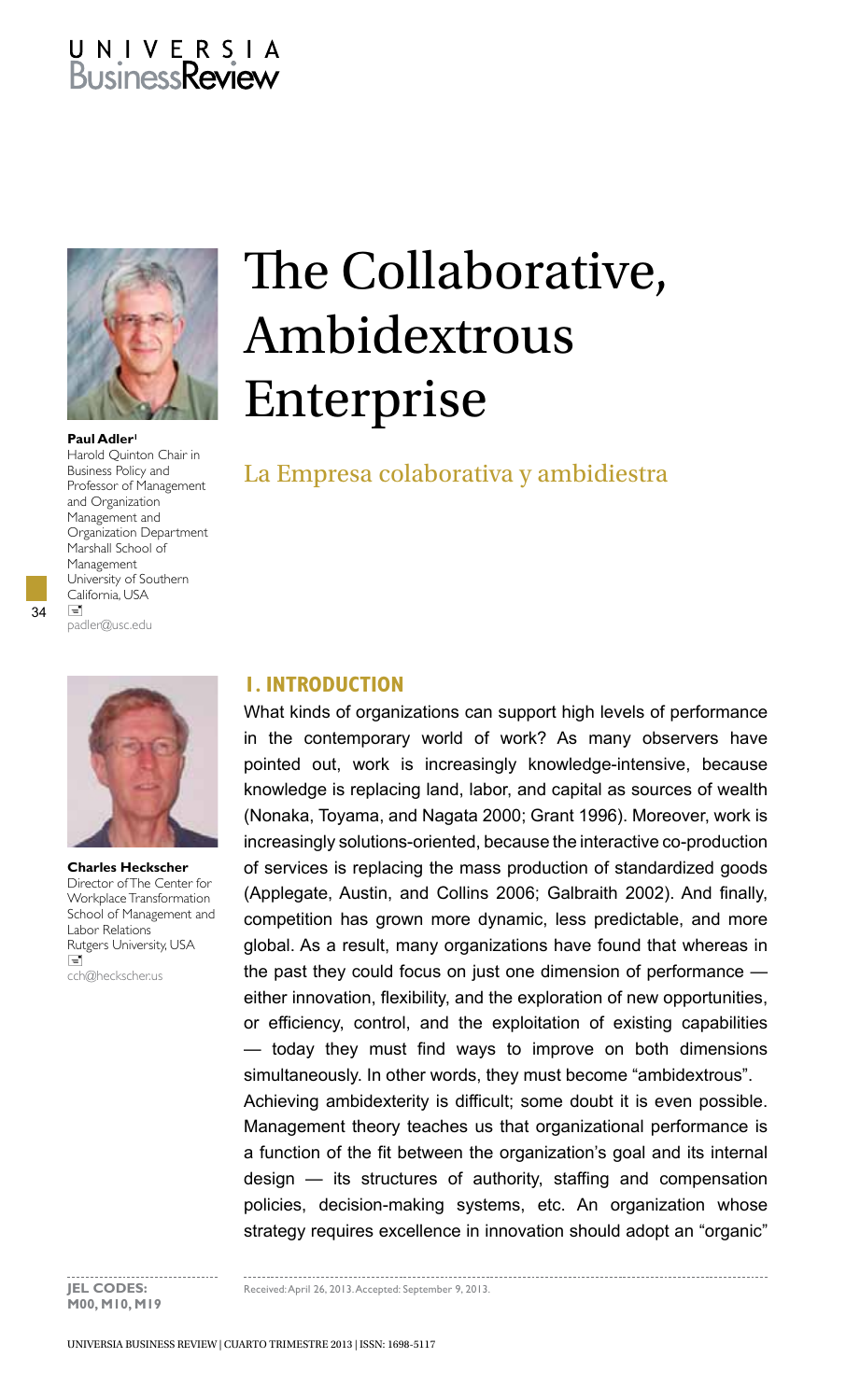# The Collaborative, Ambidextrous Enterprise

## La Empresa colaborativa y ambidiestra

**Paul Adler**[1]
Harold Quinton Chair in Business Policy and Professor of Management and Organization
Management and Organization Department
Marshall School of Management
University of Southern California, USA
padler@usc.edu

**Charles Heckscher**
Director of The Center for Workplace Transformation
School of Management and Labor Relations
Rutgers University, USA
cch@heckscher.us

## 1. INTRODUCTION

What kinds of organizations can support high levels of performance in the contemporary world of work? As many observers have pointed out, work is increasingly knowledge-intensive, because knowledge is replacing land, labor, and capital as sources of wealth (Nonaka, Toyama, and Nagata 2000; Grant 1996). Moreover, work is increasingly solutions-oriented, because the interactive co-production of services is replacing the mass production of standardized goods (Applegate, Austin, and Collins 2006; Galbraith 2002). And finally, competition has grown more dynamic, less predictable, and more global. As a result, many organizations have found that whereas in the past they could focus on just one dimension of performance — either innovation, flexibility, and the exploration of new opportunities, or efficiency, control, and the exploitation of existing capabilities — today they must find ways to improve on both dimensions simultaneously. In other words, they must become "ambidextrous".

Achieving ambidexterity is difficult; some doubt it is even possible. Management theory teaches us that organizational performance is a function of the fit between the organization's goal and its internal design — its structures of authority, staffing and compensation policies, decision-making systems, etc. An organization whose strategy requires excellence in innovation should adopt an "organic"

**JEL CODES:** M00, M10, M19

Received: April 26, 2013. Accepted: September 9, 2013.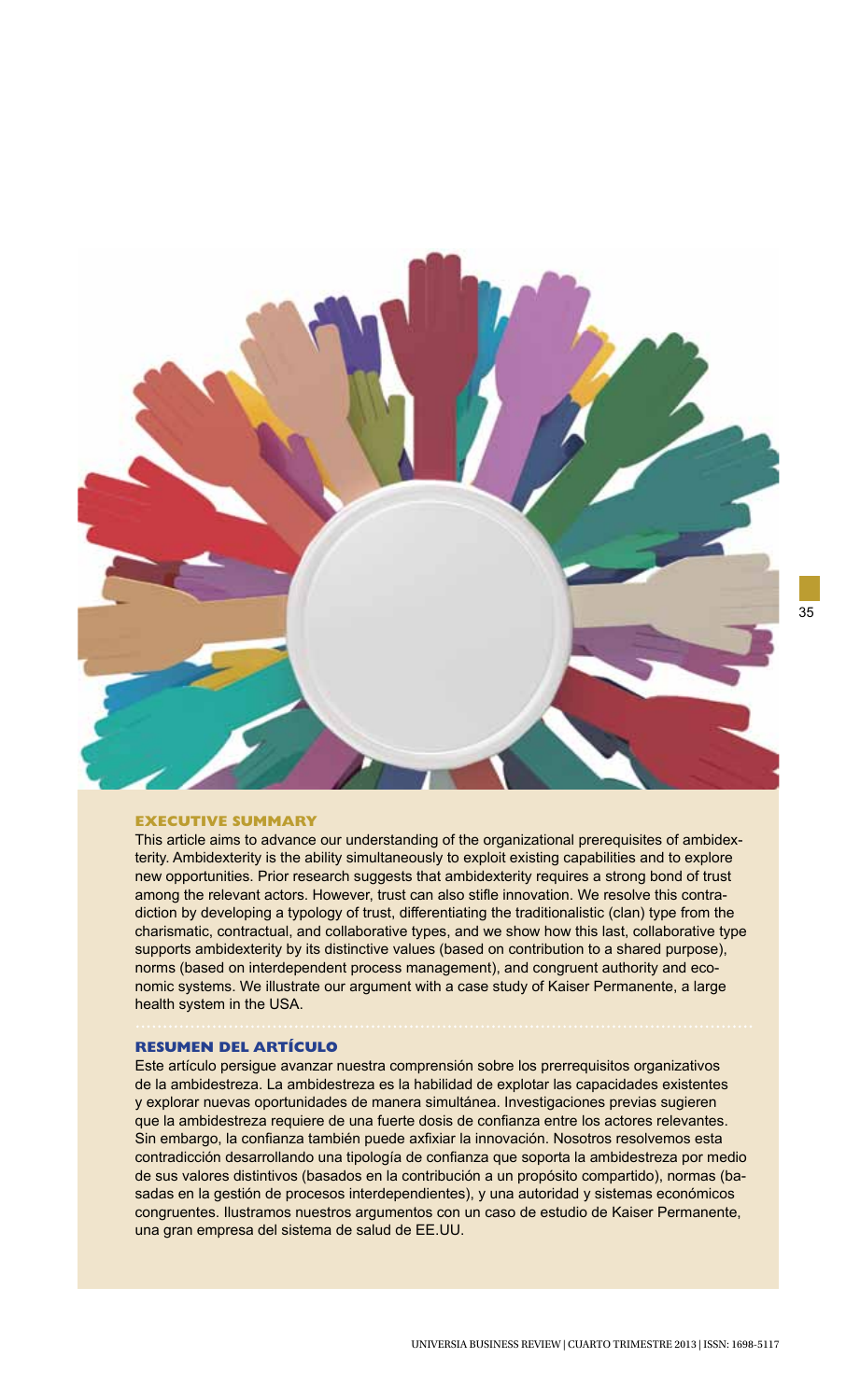## EXECUTIVE SUMMARY

This article aims to advance our understanding of the organizational prerequisites of ambidexterity. Ambidexterity is the ability simultaneously to exploit existing capabilities and to explore new opportunities. Prior research suggests that ambidexterity requires a strong bond of trust among the relevant actors. However, trust can also stifle innovation. We resolve this contradiction by developing a typology of trust, differentiating the traditionalistic (clan) type from the charismatic, contractual, and collaborative types, and we show how this last, collaborative type supports ambidexterity by its distinctive values (based on contribution to a shared purpose), norms (based on interdependent process management), and congruent authority and economic systems. We illustrate our argument with a case study of Kaiser Permanente, a large health system in the USA.

## RESUMEN DEL ARTÍCULO

Este artículo persigue avanzar nuestra comprensión sobre los prerrequisitos organizativos de la ambidestreza. La ambidestreza es la habilidad de explotar las capacidades existentes y explorar nuevas oportunidades de manera simultánea. Investigaciones previas sugieren que la ambidestreza requiere de una fuerte dosis de confianza entre los actores relevantes. Sin embargo, la confianza también puede axfixiar la innovación. Nosotros resolvemos esta contradicción desarrollando una tipología de confianza que soporta la ambidestreza por medio de sus valores distintivos (basados en la contribución a un propósito compartido), normas (basadas en la gestión de procesos interdependientes), y una autoridad y sistemas económicos congruentes. Ilustramos nuestros argumentos con un caso de estudio de Kaiser Permanente, una gran empresa del sistema de salud de EE.UU.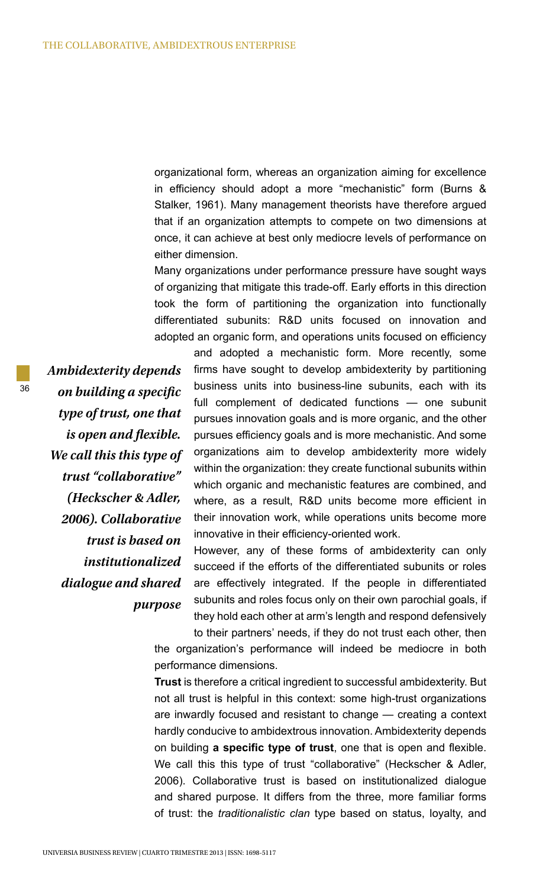organizational form, whereas an organization aiming for excellence in efficiency should adopt a more "mechanistic" form (Burns & Stalker, 1961). Many management theorists have therefore argued that if an organization attempts to compete on two dimensions at once, it can achieve at best only mediocre levels of performance on either dimension.

Many organizations under performance pressure have sought ways of organizing that mitigate this trade-off. Early efforts in this direction took the form of partitioning the organization into functionally differentiated subunits: R&D units focused on innovation and adopted an organic form, and operations units focused on efficiency and adopted a mechanistic form. More recently, some firms have sought to develop ambidexterity by partitioning business units into business-line subunits, each with its full complement of dedicated functions — one subunit pursues innovation goals and is more organic, and the other pursues efficiency goals and is more mechanistic. And some organizations aim to develop ambidexterity more widely within the organization: they create functional subunits within which organic and mechanistic features are combined, and where, as a result, R&D units become more efficient in their innovation work, while operations units become more innovative in their efficiency-oriented work.

*Ambidexterity depends on building a specific type of trust, one that is open and flexible. We call this this type of trust "collaborative" (Heckscher & Adler, 2006). Collaborative trust is based on institutionalized dialogue and shared purpose*

However, any of these forms of ambidexterity can only succeed if the efforts of the differentiated subunits or roles are effectively integrated. If the people in differentiated subunits and roles focus only on their own parochial goals, if they hold each other at arm's length and respond defensively to their partners' needs, if they do not trust each other, then the organization's performance will indeed be mediocre in both performance dimensions.

**Trust** is therefore a critical ingredient to successful ambidexterity. But not all trust is helpful in this context: some high-trust organizations are inwardly focused and resistant to change — creating a context hardly conducive to ambidextrous innovation. Ambidexterity depends on building **a specific type of trust**, one that is open and flexible. We call this this type of trust "collaborative" (Heckscher & Adler, 2006). Collaborative trust is based on institutionalized dialogue and shared purpose. It differs from the three, more familiar forms of trust: the *traditionalistic clan* type based on status, loyalty, and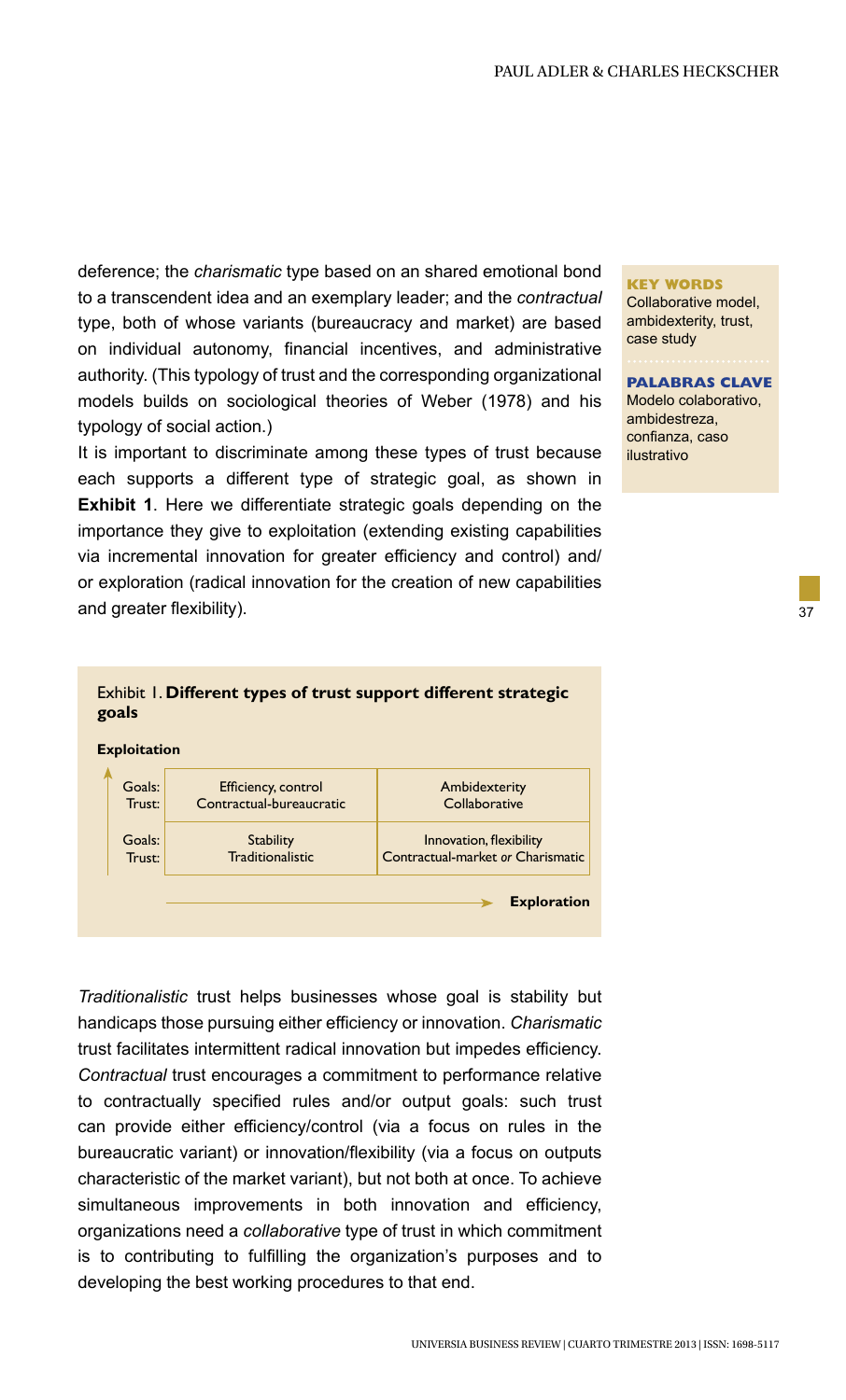deference; the *charismatic* type based on an shared emotional bond to a transcendent idea and an exemplary leader; and the *contractual* type, both of whose variants (bureaucracy and market) are based on individual autonomy, financial incentives, and administrative authority. (This typology of trust and the corresponding organizational models builds on sociological theories of Weber (1978) and his typology of social action.)

It is important to discriminate among these types of trust because each supports a different type of strategic goal, as shown in **Exhibit 1**. Here we differentiate strategic goals depending on the importance they give to exploitation (extending existing capabilities via incremental innovation for greater efficiency and control) and/or exploration (radical innovation for the creation of new capabilities and greater flexibility).

**KEY WORDS**
Collaborative model, ambidexterity, trust, case study

**PALABRAS CLAVE**
Modelo colaborativo, ambidestreza, confianza, caso ilustrativo

Exhibit 1. **Different types of trust support different strategic goals**

| Exploitation ↑ | | |
|---|---|---|
| Goals: / Trust: | Efficiency, control / Contractual-bureaucratic | Ambidexterity / Collaborative |
| Goals: / Trust: | Stability / Traditionalistic | Innovation, flexibility / Contractual-market *or* Charismatic |
| | | **Exploration** → |

*Traditionalistic* trust helps businesses whose goal is stability but handicaps those pursuing either efficiency or innovation. *Charismatic* trust facilitates intermittent radical innovation but impedes efficiency. *Contractual* trust encourages a commitment to performance relative to contractually specified rules and/or output goals: such trust can provide either efficiency/control (via a focus on rules in the bureaucratic variant) or innovation/flexibility (via a focus on outputs characteristic of the market variant), but not both at once. To achieve simultaneous improvements in both innovation and efficiency, organizations need a *collaborative* type of trust in which commitment is to contributing to fulfilling the organization's purposes and to developing the best working procedures to that end.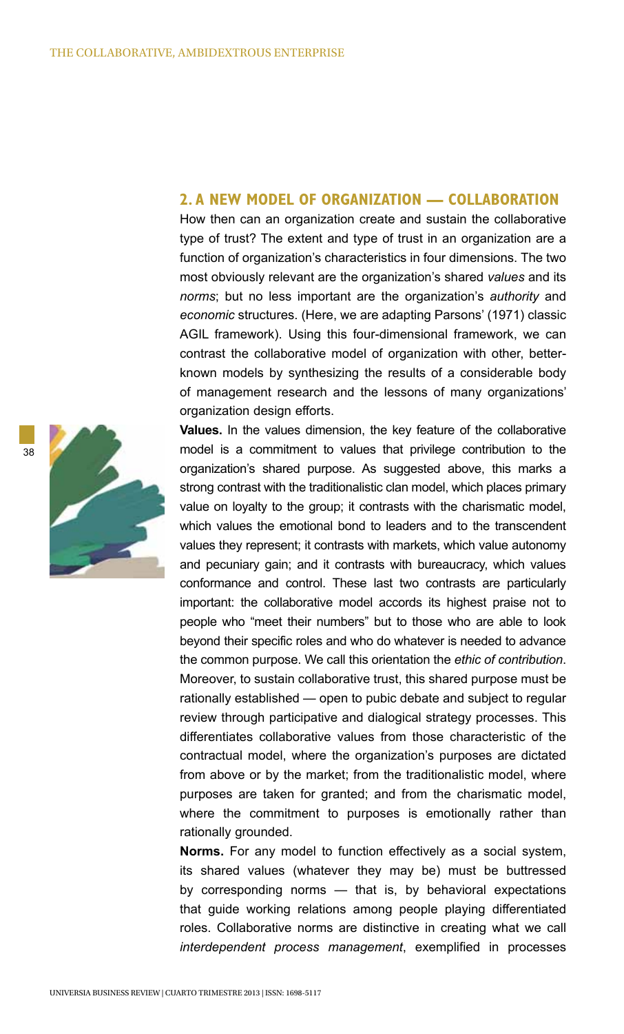## 2. A NEW MODEL OF ORGANIZATION — COLLABORATION

How then can an organization create and sustain the collaborative type of trust? The extent and type of trust in an organization are a function of organization's characteristics in four dimensions. The two most obviously relevant are the organization's shared *values* and its *norms*; but no less important are the organization's *authority* and *economic* structures. (Here, we are adapting Parsons' (1971) classic AGIL framework). Using this four-dimensional framework, we can contrast the collaborative model of organization with other, better-known models by synthesizing the results of a considerable body of management research and the lessons of many organizations' organization design efforts.

**Values.** In the values dimension, the key feature of the collaborative model is a commitment to values that privilege contribution to the organization's shared purpose. As suggested above, this marks a strong contrast with the traditionalistic clan model, which places primary value on loyalty to the group; it contrasts with the charismatic model, which values the emotional bond to leaders and to the transcendent values they represent; it contrasts with markets, which value autonomy and pecuniary gain; and it contrasts with bureaucracy, which values conformance and control. These last two contrasts are particularly important: the collaborative model accords its highest praise not to people who "meet their numbers" but to those who are able to look beyond their specific roles and who do whatever is needed to advance the common purpose. We call this orientation the *ethic of contribution*. Moreover, to sustain collaborative trust, this shared purpose must be rationally established — open to pubic debate and subject to regular review through participative and dialogical strategy processes. This differentiates collaborative values from those characteristic of the contractual model, where the organization's purposes are dictated from above or by the market; from the traditionalistic model, where purposes are taken for granted; and from the charismatic model, where the commitment to purposes is emotionally rather than rationally grounded.

**Norms.** For any model to function effectively as a social system, its shared values (whatever they may be) must be buttressed by corresponding norms — that is, by behavioral expectations that guide working relations among people playing differentiated roles. Collaborative norms are distinctive in creating what we call *interdependent process management*, exemplified in processes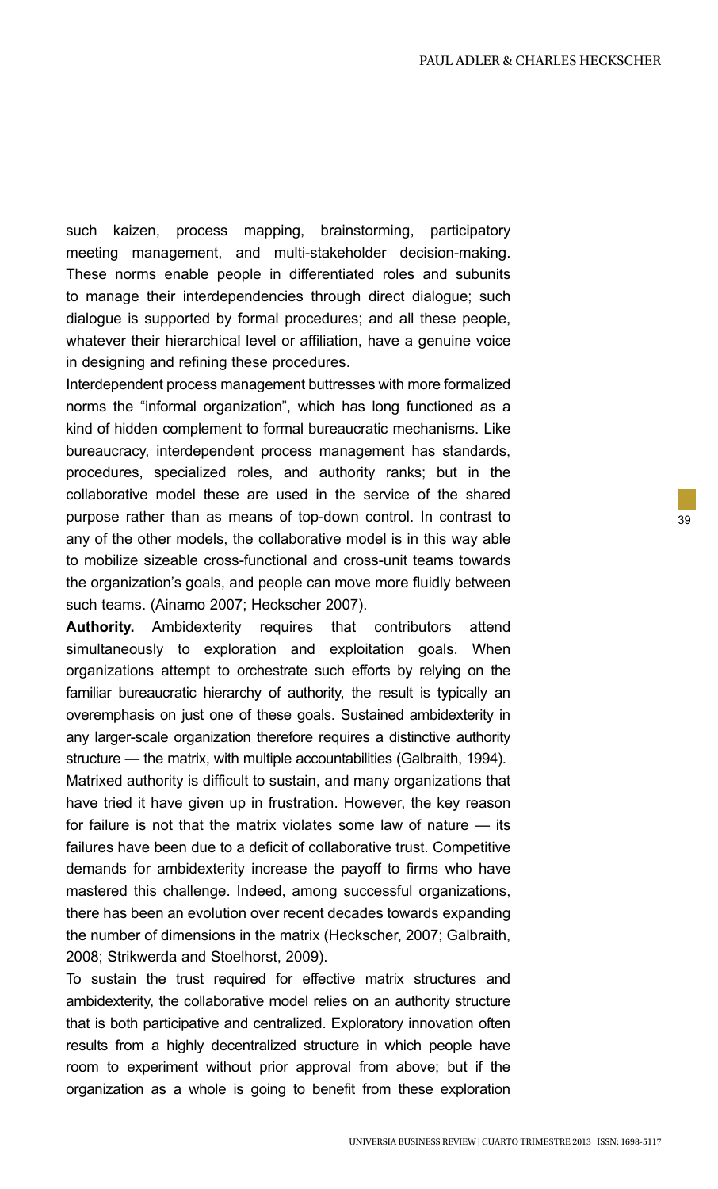such kaizen, process mapping, brainstorming, participatory meeting management, and multi-stakeholder decision-making. These norms enable people in differentiated roles and subunits to manage their interdependencies through direct dialogue; such dialogue is supported by formal procedures; and all these people, whatever their hierarchical level or affiliation, have a genuine voice in designing and refining these procedures.

Interdependent process management buttresses with more formalized norms the "informal organization", which has long functioned as a kind of hidden complement to formal bureaucratic mechanisms. Like bureaucracy, interdependent process management has standards, procedures, specialized roles, and authority ranks; but in the collaborative model these are used in the service of the shared purpose rather than as means of top-down control. In contrast to any of the other models, the collaborative model is in this way able to mobilize sizeable cross-functional and cross-unit teams towards the organization's goals, and people can move more fluidly between such teams. (Ainamo 2007; Heckscher 2007).

**Authority.** Ambidexterity requires that contributors attend simultaneously to exploration and exploitation goals. When organizations attempt to orchestrate such efforts by relying on the familiar bureaucratic hierarchy of authority, the result is typically an overemphasis on just one of these goals. Sustained ambidexterity in any larger-scale organization therefore requires a distinctive authority structure — the matrix, with multiple accountabilities (Galbraith, 1994).

Matrixed authority is difficult to sustain, and many organizations that have tried it have given up in frustration. However, the key reason for failure is not that the matrix violates some law of nature — its failures have been due to a deficit of collaborative trust. Competitive demands for ambidexterity increase the payoff to firms who have mastered this challenge. Indeed, among successful organizations, there has been an evolution over recent decades towards expanding the number of dimensions in the matrix (Heckscher, 2007; Galbraith, 2008; Strikwerda and Stoelhorst, 2009).

To sustain the trust required for effective matrix structures and ambidexterity, the collaborative model relies on an authority structure that is both participative and centralized. Exploratory innovation often results from a highly decentralized structure in which people have room to experiment without prior approval from above; but if the organization as a whole is going to benefit from these exploration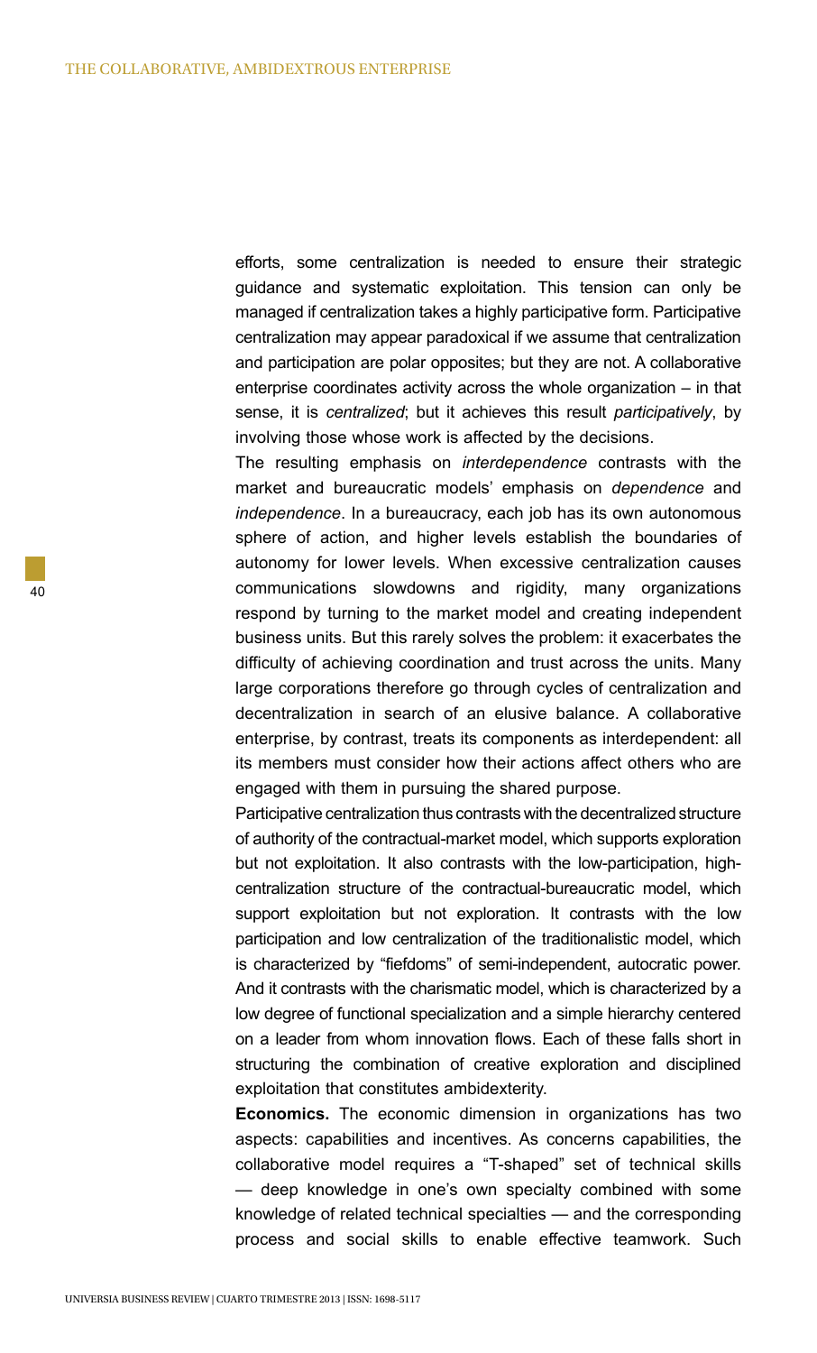efforts, some centralization is needed to ensure their strategic guidance and systematic exploitation. This tension can only be managed if centralization takes a highly participative form. Participative centralization may appear paradoxical if we assume that centralization and participation are polar opposites; but they are not. A collaborative enterprise coordinates activity across the whole organization – in that sense, it is *centralized*; but it achieves this result *participatively*, by involving those whose work is affected by the decisions.

The resulting emphasis on *interdependence* contrasts with the market and bureaucratic models' emphasis on *dependence* and *independence*. In a bureaucracy, each job has its own autonomous sphere of action, and higher levels establish the boundaries of autonomy for lower levels. When excessive centralization causes communications slowdowns and rigidity, many organizations respond by turning to the market model and creating independent business units. But this rarely solves the problem: it exacerbates the difficulty of achieving coordination and trust across the units. Many large corporations therefore go through cycles of centralization and decentralization in search of an elusive balance. A collaborative enterprise, by contrast, treats its components as interdependent: all its members must consider how their actions affect others who are engaged with them in pursuing the shared purpose.

Participative centralization thus contrasts with the decentralized structure of authority of the contractual-market model, which supports exploration but not exploitation. It also contrasts with the low-participation, high-centralization structure of the contractual-bureaucratic model, which support exploitation but not exploration. It contrasts with the low participation and low centralization of the traditionalistic model, which is characterized by "fiefdoms" of semi-independent, autocratic power. And it contrasts with the charismatic model, which is characterized by a low degree of functional specialization and a simple hierarchy centered on a leader from whom innovation flows. Each of these falls short in structuring the combination of creative exploration and disciplined exploitation that constitutes ambidexterity.

**Economics.** The economic dimension in organizations has two aspects: capabilities and incentives. As concerns capabilities, the collaborative model requires a "T-shaped" set of technical skills — deep knowledge in one's own specialty combined with some knowledge of related technical specialties — and the corresponding process and social skills to enable effective teamwork. Such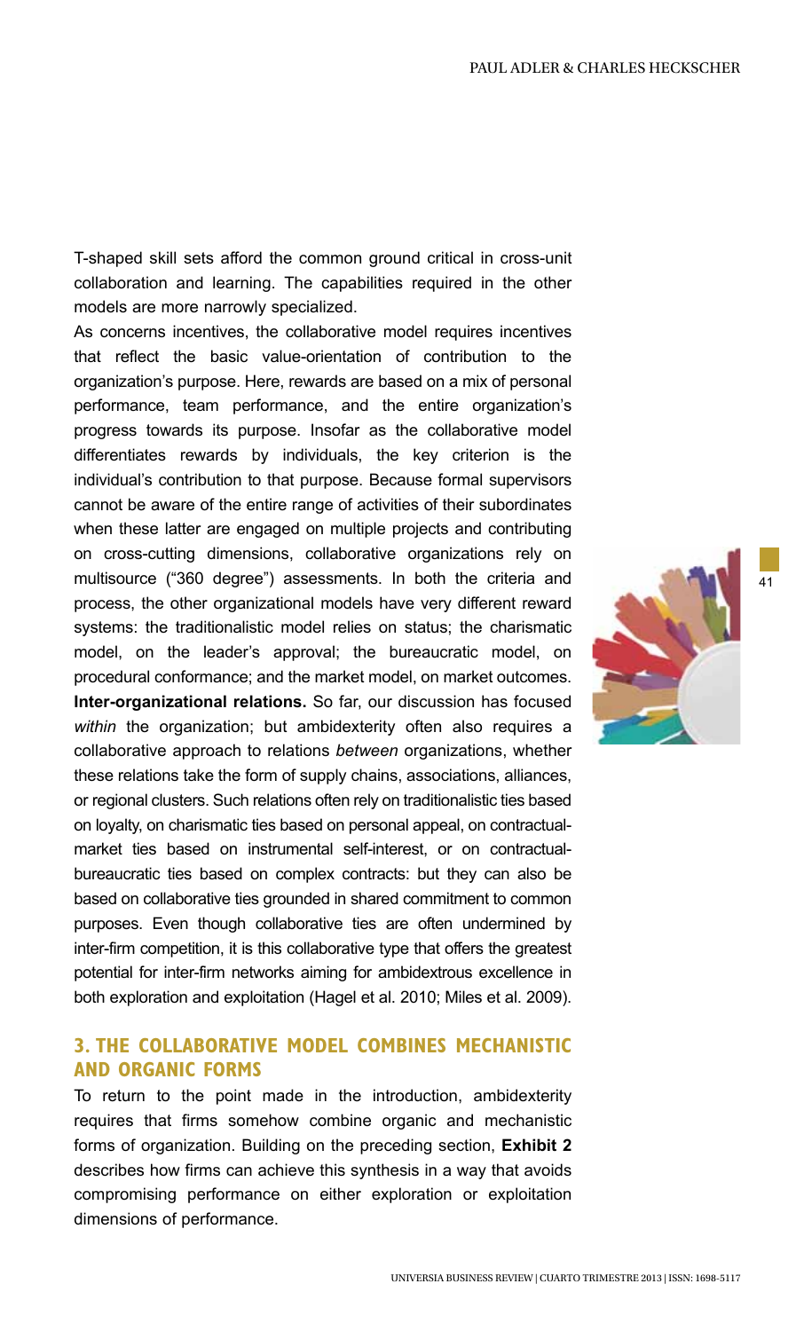T-shaped skill sets afford the common ground critical in cross-unit collaboration and learning. The capabilities required in the other models are more narrowly specialized.

As concerns incentives, the collaborative model requires incentives that reflect the basic value-orientation of contribution to the organization's purpose. Here, rewards are based on a mix of personal performance, team performance, and the entire organization's progress towards its purpose. Insofar as the collaborative model differentiates rewards by individuals, the key criterion is the individual's contribution to that purpose. Because formal supervisors cannot be aware of the entire range of activities of their subordinates when these latter are engaged on multiple projects and contributing on cross-cutting dimensions, collaborative organizations rely on multisource ("360 degree") assessments. In both the criteria and process, the other organizational models have very different reward systems: the traditionalistic model relies on status; the charismatic model, on the leader's approval; the bureaucratic model, on procedural conformance; and the market model, on market outcomes.

**Inter-organizational relations.** So far, our discussion has focused *within* the organization; but ambidexterity often also requires a collaborative approach to relations *between* organizations, whether these relations take the form of supply chains, associations, alliances, or regional clusters. Such relations often rely on traditionalistic ties based on loyalty, on charismatic ties based on personal appeal, on contractual-market ties based on instrumental self-interest, or on contractual-bureaucratic ties based on complex contracts: but they can also be based on collaborative ties grounded in shared commitment to common purposes. Even though collaborative ties are often undermined by inter-firm competition, it is this collaborative type that offers the greatest potential for inter-firm networks aiming for ambidextrous excellence in both exploration and exploitation (Hagel et al. 2010; Miles et al. 2009).

## 3. THE COLLABORATIVE MODEL COMBINES MECHANISTIC AND ORGANIC FORMS

To return to the point made in the introduction, ambidexterity requires that firms somehow combine organic and mechanistic forms of organization. Building on the preceding section, **Exhibit 2** describes how firms can achieve this synthesis in a way that avoids compromising performance on either exploration or exploitation dimensions of performance.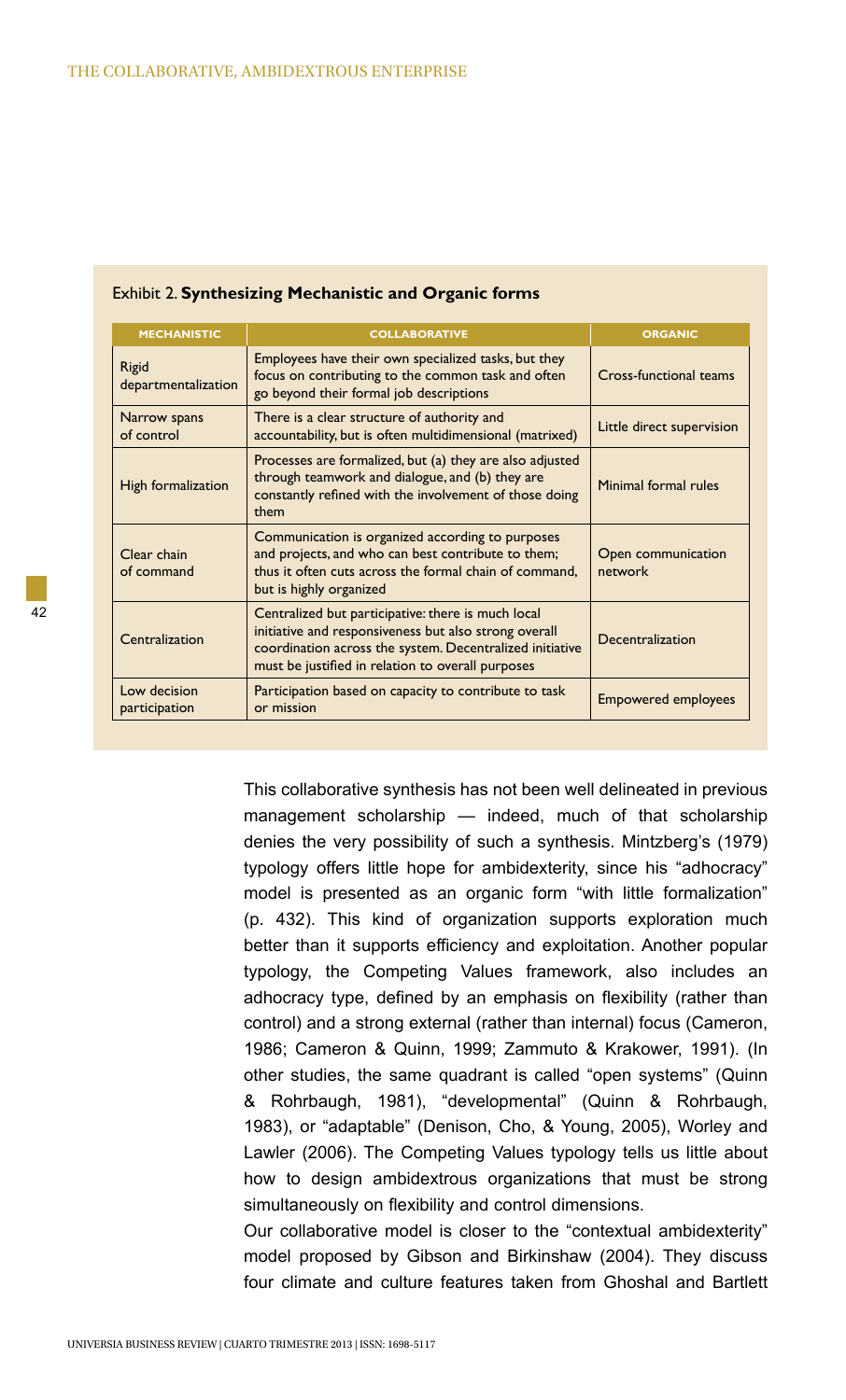Exhibit 2. **Synthesizing Mechanistic and Organic forms**

| MECHANISTIC | COLLABORATIVE | ORGANIC |
|---|---|---|
| Rigid departmentalization | Employees have their own specialized tasks, but they focus on contributing to the common task and often go beyond their formal job descriptions | Cross-functional teams |
| Narrow spans of control | There is a clear structure of authority and accountability, but is often multidimensional (matrixed) | Little direct supervision |
| High formalization | Processes are formalized, but (a) they are also adjusted through teamwork and dialogue, and (b) they are constantly refined with the involvement of those doing them | Minimal formal rules |
| Clear chain of command | Communication is organized according to purposes and projects, and who can best contribute to them; thus it often cuts across the formal chain of command, but is highly organized | Open communication network |
| Centralization | Centralized but participative: there is much local initiative and responsiveness but also strong overall coordination across the system. Decentralized initiative must be justified in relation to overall purposes | Decentralization |
| Low decision participation | Participation based on capacity to contribute to task or mission | Empowered employees |

This collaborative synthesis has not been well delineated in previous management scholarship — indeed, much of that scholarship denies the very possibility of such a synthesis. Mintzberg's (1979) typology offers little hope for ambidexterity, since his "adhocracy" model is presented as an organic form "with little formalization" (p. 432). This kind of organization supports exploration much better than it supports efficiency and exploitation. Another popular typology, the Competing Values framework, also includes an adhocracy type, defined by an emphasis on flexibility (rather than control) and a strong external (rather than internal) focus (Cameron, 1986; Cameron & Quinn, 1999; Zammuto & Krakower, 1991). (In other studies, the same quadrant is called "open systems" (Quinn & Rohrbaugh, 1981), "developmental" (Quinn & Rohrbaugh, 1983), or "adaptable" (Denison, Cho, & Young, 2005), Worley and Lawler (2006). The Competing Values typology tells us little about how to design ambidextrous organizations that must be strong simultaneously on flexibility and control dimensions.

Our collaborative model is closer to the "contextual ambidexterity" model proposed by Gibson and Birkinshaw (2004). They discuss four climate and culture features taken from Ghoshal and Bartlett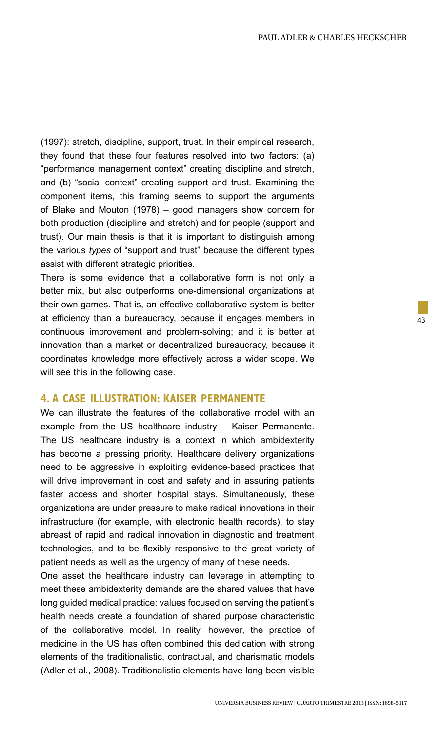(1997): stretch, discipline, support, trust. In their empirical research, they found that these four features resolved into two factors: (a) "performance management context" creating discipline and stretch, and (b) "social context" creating support and trust. Examining the component items, this framing seems to support the arguments of Blake and Mouton (1978) – good managers show concern for both production (discipline and stretch) and for people (support and trust). Our main thesis is that it is important to distinguish among the various *types* of "support and trust" because the different types assist with different strategic priorities.

There is some evidence that a collaborative form is not only a better mix, but also outperforms one-dimensional organizations at their own games. That is, an effective collaborative system is better at efficiency than a bureaucracy, because it engages members in continuous improvement and problem-solving; and it is better at innovation than a market or decentralized bureaucracy, because it coordinates knowledge more effectively across a wider scope. We will see this in the following case.

## 4. A CASE ILLUSTRATION: KAISER PERMANENTE

We can illustrate the features of the collaborative model with an example from the US healthcare industry – Kaiser Permanente. The US healthcare industry is a context in which ambidexterity has become a pressing priority. Healthcare delivery organizations need to be aggressive in exploiting evidence-based practices that will drive improvement in cost and safety and in assuring patients faster access and shorter hospital stays. Simultaneously, these organizations are under pressure to make radical innovations in their infrastructure (for example, with electronic health records), to stay abreast of rapid and radical innovation in diagnostic and treatment technologies, and to be flexibly responsive to the great variety of patient needs as well as the urgency of many of these needs.

One asset the healthcare industry can leverage in attempting to meet these ambidexterity demands are the shared values that have long guided medical practice: values focused on serving the patient's health needs create a foundation of shared purpose characteristic of the collaborative model. In reality, however, the practice of medicine in the US has often combined this dedication with strong elements of the traditionalistic, contractual, and charismatic models (Adler et al., 2008). Traditionalistic elements have long been visible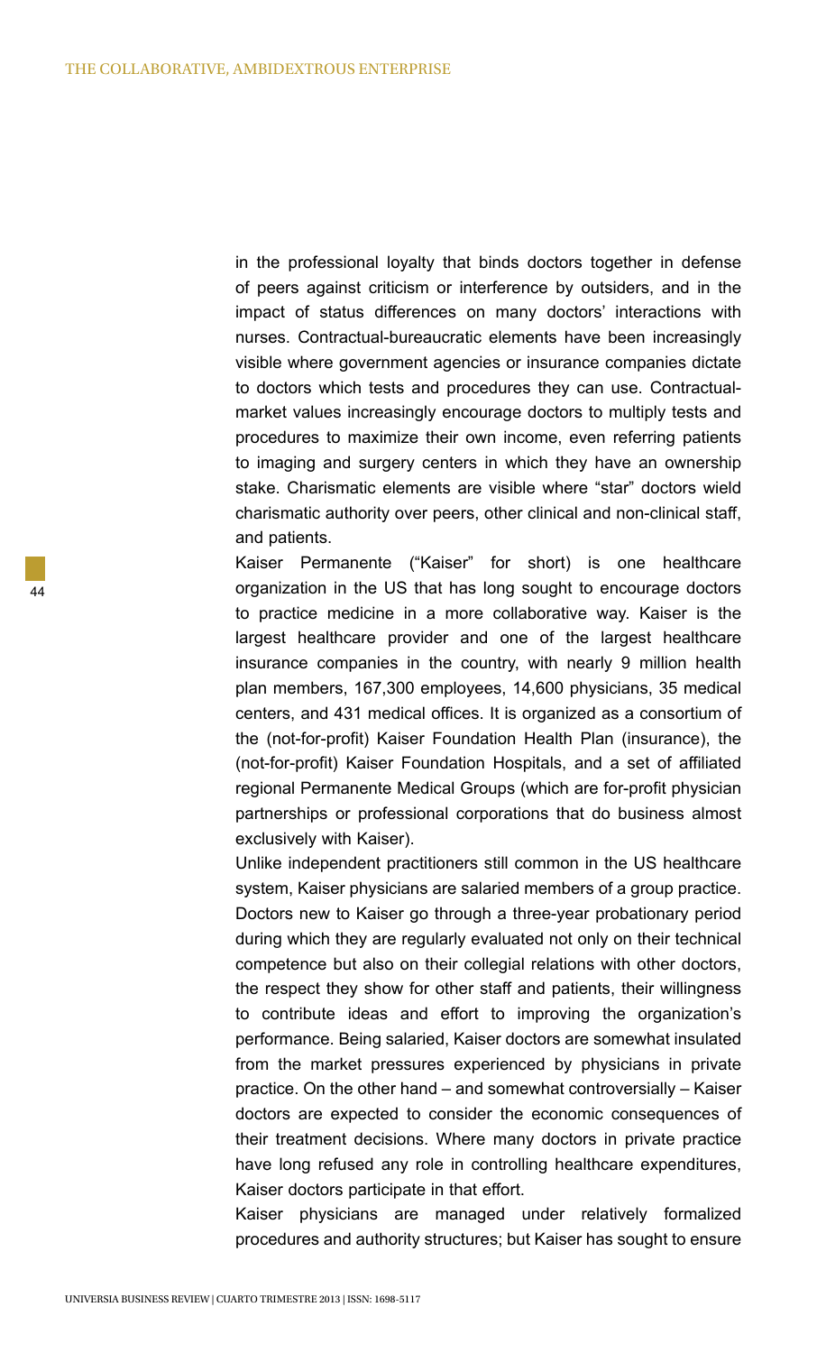in the professional loyalty that binds doctors together in defense of peers against criticism or interference by outsiders, and in the impact of status differences on many doctors' interactions with nurses. Contractual-bureaucratic elements have been increasingly visible where government agencies or insurance companies dictate to doctors which tests and procedures they can use. Contractual-market values increasingly encourage doctors to multiply tests and procedures to maximize their own income, even referring patients to imaging and surgery centers in which they have an ownership stake. Charismatic elements are visible where "star" doctors wield charismatic authority over peers, other clinical and non-clinical staff, and patients.

Kaiser Permanente ("Kaiser" for short) is one healthcare organization in the US that has long sought to encourage doctors to practice medicine in a more collaborative way. Kaiser is the largest healthcare provider and one of the largest healthcare insurance companies in the country, with nearly 9 million health plan members, 167,300 employees, 14,600 physicians, 35 medical centers, and 431 medical offices. It is organized as a consortium of the (not-for-profit) Kaiser Foundation Health Plan (insurance), the (not-for-profit) Kaiser Foundation Hospitals, and a set of affiliated regional Permanente Medical Groups (which are for-profit physician partnerships or professional corporations that do business almost exclusively with Kaiser).

Unlike independent practitioners still common in the US healthcare system, Kaiser physicians are salaried members of a group practice. Doctors new to Kaiser go through a three-year probationary period during which they are regularly evaluated not only on their technical competence but also on their collegial relations with other doctors, the respect they show for other staff and patients, their willingness to contribute ideas and effort to improving the organization's performance. Being salaried, Kaiser doctors are somewhat insulated from the market pressures experienced by physicians in private practice. On the other hand – and somewhat controversially – Kaiser doctors are expected to consider the economic consequences of their treatment decisions. Where many doctors in private practice have long refused any role in controlling healthcare expenditures, Kaiser doctors participate in that effort.

Kaiser physicians are managed under relatively formalized procedures and authority structures; but Kaiser has sought to ensure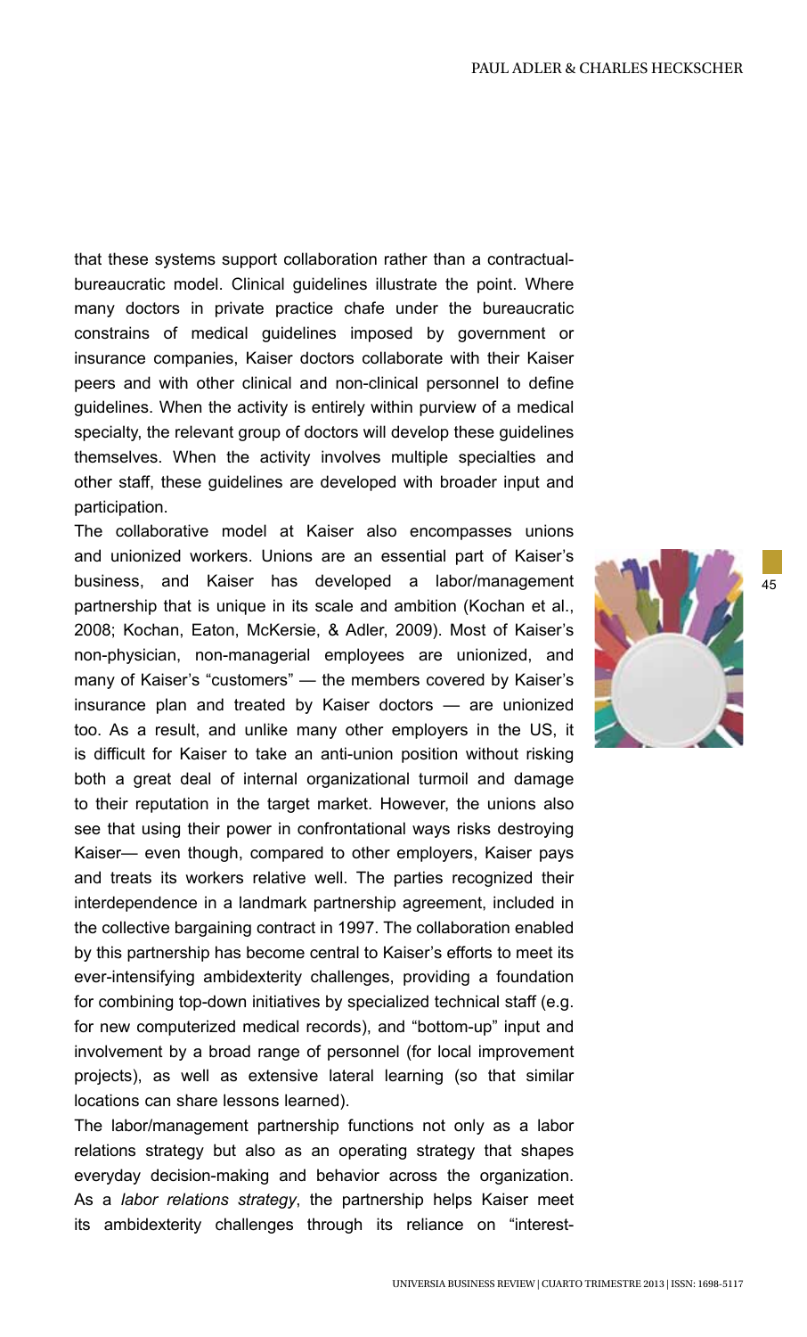that these systems support collaboration rather than a contractual-bureaucratic model. Clinical guidelines illustrate the point. Where many doctors in private practice chafe under the bureaucratic constrains of medical guidelines imposed by government or insurance companies, Kaiser doctors collaborate with their Kaiser peers and with other clinical and non-clinical personnel to define guidelines. When the activity is entirely within purview of a medical specialty, the relevant group of doctors will develop these guidelines themselves. When the activity involves multiple specialties and other staff, these guidelines are developed with broader input and participation.

The collaborative model at Kaiser also encompasses unions and unionized workers. Unions are an essential part of Kaiser's business, and Kaiser has developed a labor/management partnership that is unique in its scale and ambition (Kochan et al., 2008; Kochan, Eaton, McKersie, & Adler, 2009). Most of Kaiser's non-physician, non-managerial employees are unionized, and many of Kaiser's "customers" — the members covered by Kaiser's insurance plan and treated by Kaiser doctors — are unionized too. As a result, and unlike many other employers in the US, it is difficult for Kaiser to take an anti-union position without risking both a great deal of internal organizational turmoil and damage to their reputation in the target market. However, the unions also see that using their power in confrontational ways risks destroying Kaiser— even though, compared to other employers, Kaiser pays and treats its workers relative well. The parties recognized their interdependence in a landmark partnership agreement, included in the collective bargaining contract in 1997. The collaboration enabled by this partnership has become central to Kaiser's efforts to meet its ever-intensifying ambidexterity challenges, providing a foundation for combining top-down initiatives by specialized technical staff (e.g. for new computerized medical records), and "bottom-up" input and involvement by a broad range of personnel (for local improvement projects), as well as extensive lateral learning (so that similar locations can share lessons learned).

The labor/management partnership functions not only as a labor relations strategy but also as an operating strategy that shapes everyday decision-making and behavior across the organization. As a *labor relations strategy*, the partnership helps Kaiser meet its ambidexterity challenges through its reliance on "interest-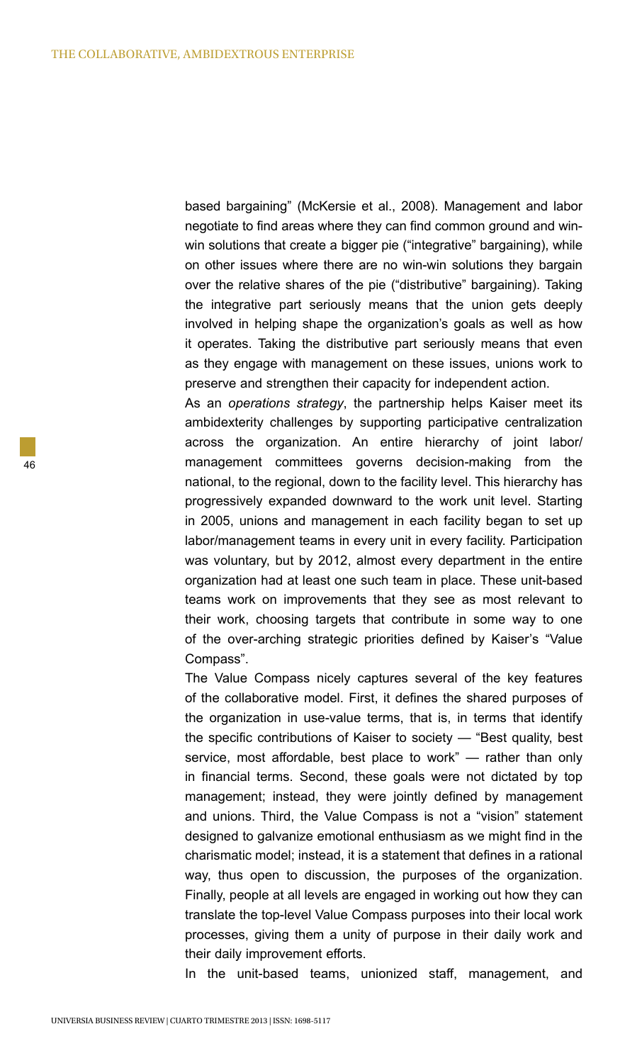based bargaining" (McKersie et al., 2008). Management and labor negotiate to find areas where they can find common ground and win-win solutions that create a bigger pie ("integrative" bargaining), while on other issues where there are no win-win solutions they bargain over the relative shares of the pie ("distributive" bargaining). Taking the integrative part seriously means that the union gets deeply involved in helping shape the organization's goals as well as how it operates. Taking the distributive part seriously means that even as they engage with management on these issues, unions work to preserve and strengthen their capacity for independent action.

As an *operations strategy*, the partnership helps Kaiser meet its ambidexterity challenges by supporting participative centralization across the organization. An entire hierarchy of joint labor/management committees governs decision-making from the national, to the regional, down to the facility level. This hierarchy has progressively expanded downward to the work unit level. Starting in 2005, unions and management in each facility began to set up labor/management teams in every unit in every facility. Participation was voluntary, but by 2012, almost every department in the entire organization had at least one such team in place. These unit-based teams work on improvements that they see as most relevant to their work, choosing targets that contribute in some way to one of the over-arching strategic priorities defined by Kaiser's "Value Compass".

The Value Compass nicely captures several of the key features of the collaborative model. First, it defines the shared purposes of the organization in use-value terms, that is, in terms that identify the specific contributions of Kaiser to society — "Best quality, best service, most affordable, best place to work" — rather than only in financial terms. Second, these goals were not dictated by top management; instead, they were jointly defined by management and unions. Third, the Value Compass is not a "vision" statement designed to galvanize emotional enthusiasm as we might find in the charismatic model; instead, it is a statement that defines in a rational way, thus open to discussion, the purposes of the organization. Finally, people at all levels are engaged in working out how they can translate the top-level Value Compass purposes into their local work processes, giving them a unity of purpose in their daily work and their daily improvement efforts.

In the unit-based teams, unionized staff, management, and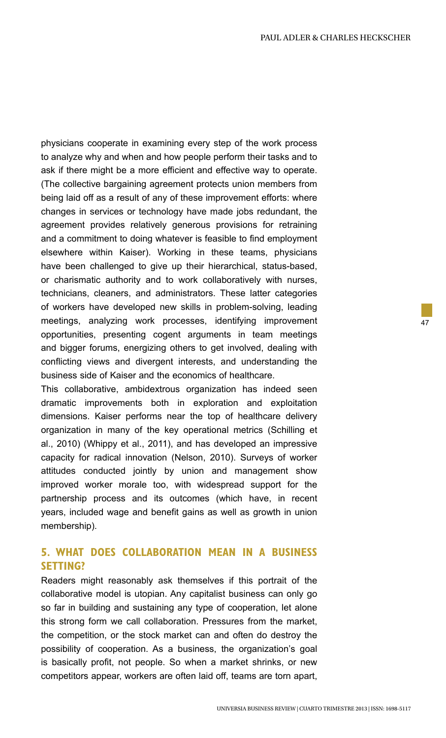physicians cooperate in examining every step of the work process to analyze why and when and how people perform their tasks and to ask if there might be a more efficient and effective way to operate. (The collective bargaining agreement protects union members from being laid off as a result of any of these improvement efforts: where changes in services or technology have made jobs redundant, the agreement provides relatively generous provisions for retraining and a commitment to doing whatever is feasible to find employment elsewhere within Kaiser). Working in these teams, physicians have been challenged to give up their hierarchical, status-based, or charismatic authority and to work collaboratively with nurses, technicians, cleaners, and administrators. These latter categories of workers have developed new skills in problem-solving, leading meetings, analyzing work processes, identifying improvement opportunities, presenting cogent arguments in team meetings and bigger forums, energizing others to get involved, dealing with conflicting views and divergent interests, and understanding the business side of Kaiser and the economics of healthcare.

This collaborative, ambidextrous organization has indeed seen dramatic improvements both in exploration and exploitation dimensions. Kaiser performs near the top of healthcare delivery organization in many of the key operational metrics (Schilling et al., 2010) (Whippy et al., 2011), and has developed an impressive capacity for radical innovation (Nelson, 2010). Surveys of worker attitudes conducted jointly by union and management show improved worker morale too, with widespread support for the partnership process and its outcomes (which have, in recent years, included wage and benefit gains as well as growth in union membership).

## 5. WHAT DOES COLLABORATION MEAN IN A BUSINESS SETTING?

Readers might reasonably ask themselves if this portrait of the collaborative model is utopian. Any capitalist business can only go so far in building and sustaining any type of cooperation, let alone this strong form we call collaboration. Pressures from the market, the competition, or the stock market can and often do destroy the possibility of cooperation. As a business, the organization's goal is basically profit, not people. So when a market shrinks, or new competitors appear, workers are often laid off, teams are torn apart,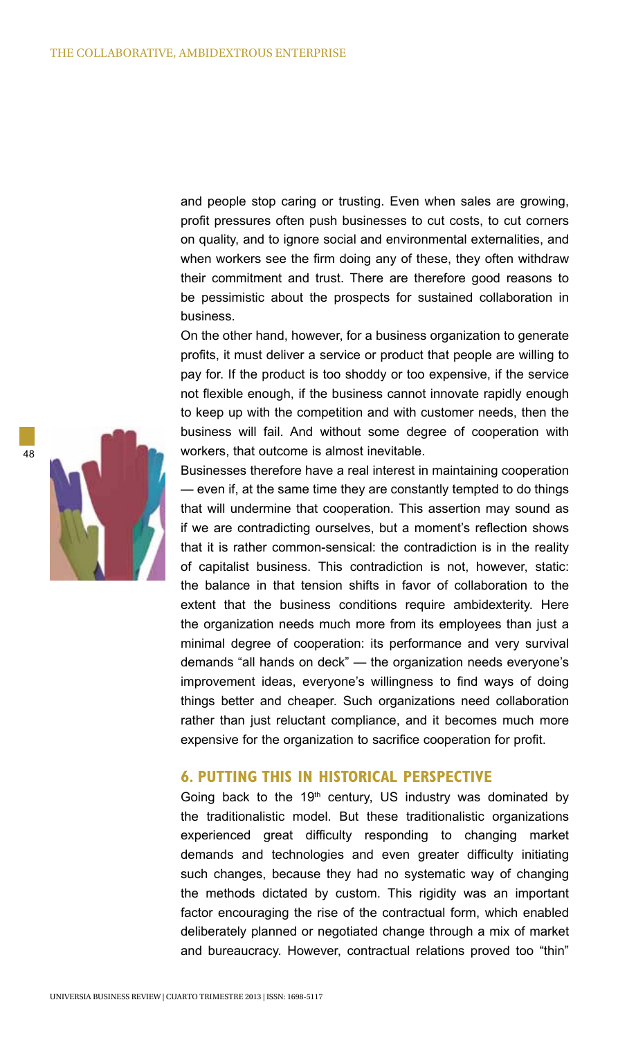and people stop caring or trusting. Even when sales are growing, profit pressures often push businesses to cut costs, to cut corners on quality, and to ignore social and environmental externalities, and when workers see the firm doing any of these, they often withdraw their commitment and trust. There are therefore good reasons to be pessimistic about the prospects for sustained collaboration in business.

On the other hand, however, for a business organization to generate profits, it must deliver a service or product that people are willing to pay for. If the product is too shoddy or too expensive, if the service not flexible enough, if the business cannot innovate rapidly enough to keep up with the competition and with customer needs, then the business will fail. And without some degree of cooperation with workers, that outcome is almost inevitable.

Businesses therefore have a real interest in maintaining cooperation — even if, at the same time they are constantly tempted to do things that will undermine that cooperation. This assertion may sound as if we are contradicting ourselves, but a moment's reflection shows that it is rather common-sensical: the contradiction is in the reality of capitalist business. This contradiction is not, however, static: the balance in that tension shifts in favor of collaboration to the extent that the business conditions require ambidexterity. Here the organization needs much more from its employees than just a minimal degree of cooperation: its performance and very survival demands "all hands on deck" — the organization needs everyone's improvement ideas, everyone's willingness to find ways of doing things better and cheaper. Such organizations need collaboration rather than just reluctant compliance, and it becomes much more expensive for the organization to sacrifice cooperation for profit.

## 6. PUTTING THIS IN HISTORICAL PERSPECTIVE

Going back to the 19th century, US industry was dominated by the traditionalistic model. But these traditionalistic organizations experienced great difficulty responding to changing market demands and technologies and even greater difficulty initiating such changes, because they had no systematic way of changing the methods dictated by custom. This rigidity was an important factor encouraging the rise of the contractual form, which enabled deliberately planned or negotiated change through a mix of market and bureaucracy. However, contractual relations proved too "thin"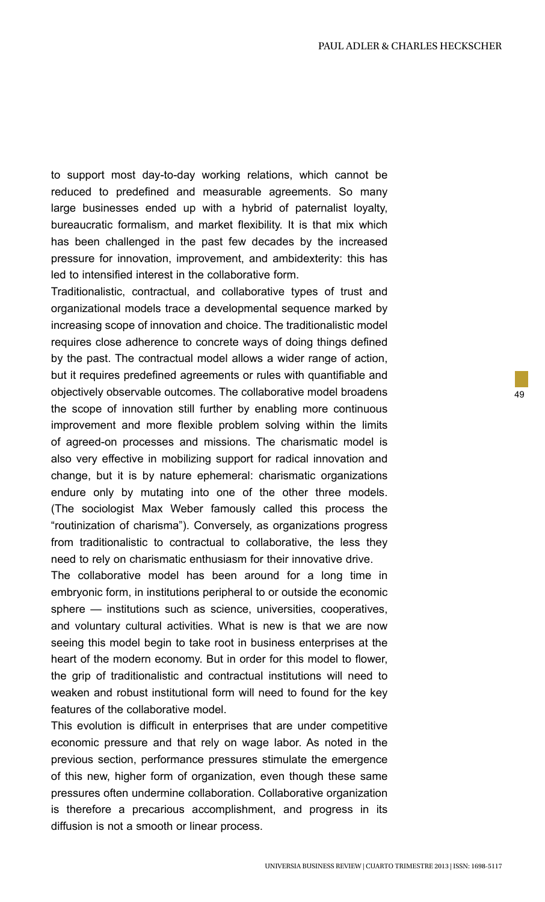to support most day-to-day working relations, which cannot be reduced to predefined and measurable agreements. So many large businesses ended up with a hybrid of paternalist loyalty, bureaucratic formalism, and market flexibility. It is that mix which has been challenged in the past few decades by the increased pressure for innovation, improvement, and ambidexterity: this has led to intensified interest in the collaborative form.

Traditionalistic, contractual, and collaborative types of trust and organizational models trace a developmental sequence marked by increasing scope of innovation and choice. The traditionalistic model requires close adherence to concrete ways of doing things defined by the past. The contractual model allows a wider range of action, but it requires predefined agreements or rules with quantifiable and objectively observable outcomes. The collaborative model broadens the scope of innovation still further by enabling more continuous improvement and more flexible problem solving within the limits of agreed-on processes and missions. The charismatic model is also very effective in mobilizing support for radical innovation and change, but it is by nature ephemeral: charismatic organizations endure only by mutating into one of the other three models. (The sociologist Max Weber famously called this process the "routinization of charisma"). Conversely, as organizations progress from traditionalistic to contractual to collaborative, the less they need to rely on charismatic enthusiasm for their innovative drive.

The collaborative model has been around for a long time in embryonic form, in institutions peripheral to or outside the economic sphere — institutions such as science, universities, cooperatives, and voluntary cultural activities. What is new is that we are now seeing this model begin to take root in business enterprises at the heart of the modern economy. But in order for this model to flower, the grip of traditionalistic and contractual institutions will need to weaken and robust institutional form will need to found for the key features of the collaborative model.

This evolution is difficult in enterprises that are under competitive economic pressure and that rely on wage labor. As noted in the previous section, performance pressures stimulate the emergence of this new, higher form of organization, even though these same pressures often undermine collaboration. Collaborative organization is therefore a precarious accomplishment, and progress in its diffusion is not a smooth or linear process.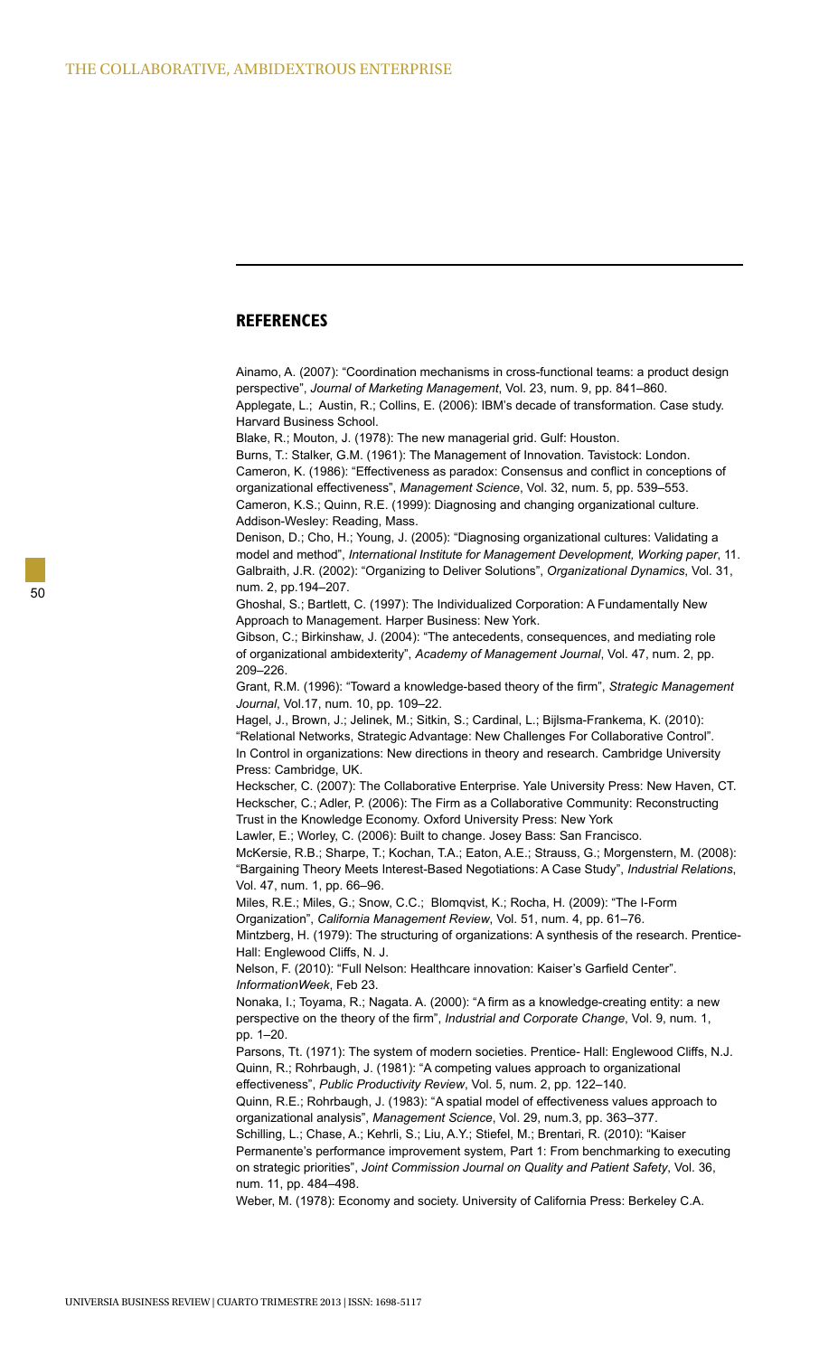## REFERENCES

Ainamo, A. (2007): “Coordination mechanisms in cross-functional teams: a product design perspective”, *Journal of Marketing Management*, Vol. 23, num. 9, pp. 841–860.

Applegate, L.; Austin, R.; Collins, E. (2006): IBM’s decade of transformation. Case study. Harvard Business School.

Blake, R.; Mouton, J. (1978): The new managerial grid. Gulf: Houston.

Burns, T.: Stalker, G.M. (1961): The Management of Innovation. Tavistock: London.

Cameron, K. (1986): “Effectiveness as paradox: Consensus and conflict in conceptions of organizational effectiveness”, *Management Science*, Vol. 32, num. 5, pp. 539–553.

Cameron, K.S.; Quinn, R.E. (1999): Diagnosing and changing organizational culture. Addison-Wesley: Reading, Mass.

Denison, D.; Cho, H.; Young, J. (2005): “Diagnosing organizational cultures: Validating a model and method”, *International Institute for Management Development, Working paper*, 11.

Galbraith, J.R. (2002): “Organizing to Deliver Solutions”, *Organizational Dynamics*, Vol. 31, num. 2, pp.194–207.

Ghoshal, S.; Bartlett, C. (1997): The Individualized Corporation: A Fundamentally New Approach to Management. Harper Business: New York.

Gibson, C.; Birkinshaw, J. (2004): “The antecedents, consequences, and mediating role of organizational ambidexterity”, *Academy of Management Journal*, Vol. 47, num. 2, pp. 209–226.

Grant, R.M. (1996): “Toward a knowledge-based theory of the firm”, *Strategic Management Journal*, Vol.17, num. 10, pp. 109–22.

Hagel, J., Brown, J.; Jelinek, M.; Sitkin, S.; Cardinal, L.; Bijlsma-Frankema, K. (2010): “Relational Networks, Strategic Advantage: New Challenges For Collaborative Control”. In Control in organizations: New directions in theory and research. Cambridge University Press: Cambridge, UK.

Heckscher, C. (2007): The Collaborative Enterprise. Yale University Press: New Haven, CT.

Heckscher, C.; Adler, P. (2006): The Firm as a Collaborative Community: Reconstructing Trust in the Knowledge Economy. Oxford University Press: New York

Lawler, E.; Worley, C. (2006): Built to change. Josey Bass: San Francisco.

McKersie, R.B.; Sharpe, T.; Kochan, T.A.; Eaton, A.E.; Strauss, G.; Morgenstern, M. (2008): “Bargaining Theory Meets Interest-Based Negotiations: A Case Study”, *Industrial Relations*, Vol. 47, num. 1, pp. 66–96.

Miles, R.E.; Miles, G.; Snow, C.C.; Blomqvist, K.; Rocha, H. (2009): “The I-Form Organization”, *California Management Review*, Vol. 51, num. 4, pp. 61–76.

Mintzberg, H. (1979): The structuring of organizations: A synthesis of the research. Prentice-Hall: Englewood Cliffs, N. J.

Nelson, F. (2010): “Full Nelson: Healthcare innovation: Kaiser’s Garfield Center”. *InformationWeek*, Feb 23.

Nonaka, I.; Toyama, R.; Nagata. A. (2000): “A firm as a knowledge-creating entity: a new perspective on the theory of the firm”, *Industrial and Corporate Change*, Vol. 9, num. 1, pp. 1–20.

Parsons, Tt. (1971): The system of modern societies. Prentice- Hall: Englewood Cliffs, N.J.

Quinn, R.; Rohrbaugh, J. (1981): “A competing values approach to organizational effectiveness”, *Public Productivity Review*, Vol. 5, num. 2, pp. 122–140.

Quinn, R.E.; Rohrbaugh, J. (1983): “A spatial model of effectiveness values approach to organizational analysis”, *Management Science*, Vol. 29, num.3, pp. 363–377.

Schilling, L.; Chase, A.; Kehrli, S.; Liu, A.Y.; Stiefel, M.; Brentari, R. (2010): “Kaiser Permanente’s performance improvement system, Part 1: From benchmarking to executing on strategic priorities”, *Joint Commission Journal on Quality and Patient Safety*, Vol. 36, num. 11, pp. 484–498.

Weber, M. (1978): Economy and society. University of California Press: Berkeley C.A.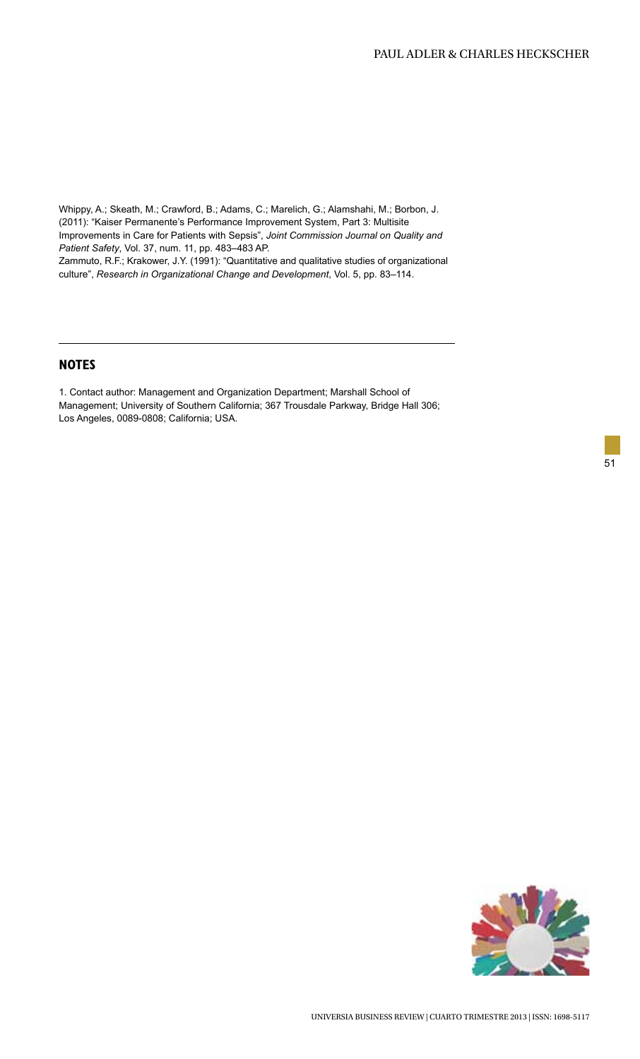Whippy, A.; Skeath, M.; Crawford, B.; Adams, C.; Marelich, G.; Alamshahi, M.; Borbon, J. (2011): "Kaiser Permanente's Performance Improvement System, Part 3: Multisite Improvements in Care for Patients with Sepsis", *Joint Commission Journal on Quality and Patient Safety*, Vol. 37, num. 11, pp. 483–483 AP.

Zammuto, R.F.; Krakower, J.Y. (1991): "Quantitative and qualitative studies of organizational culture", *Research in Organizational Change and Development*, Vol. 5, pp. 83–114.

## NOTES

1. Contact author: Management and Organization Department; Marshall School of Management; University of Southern California; 367 Trousdale Parkway, Bridge Hall 306; Los Angeles, 0089-0808; California; USA.